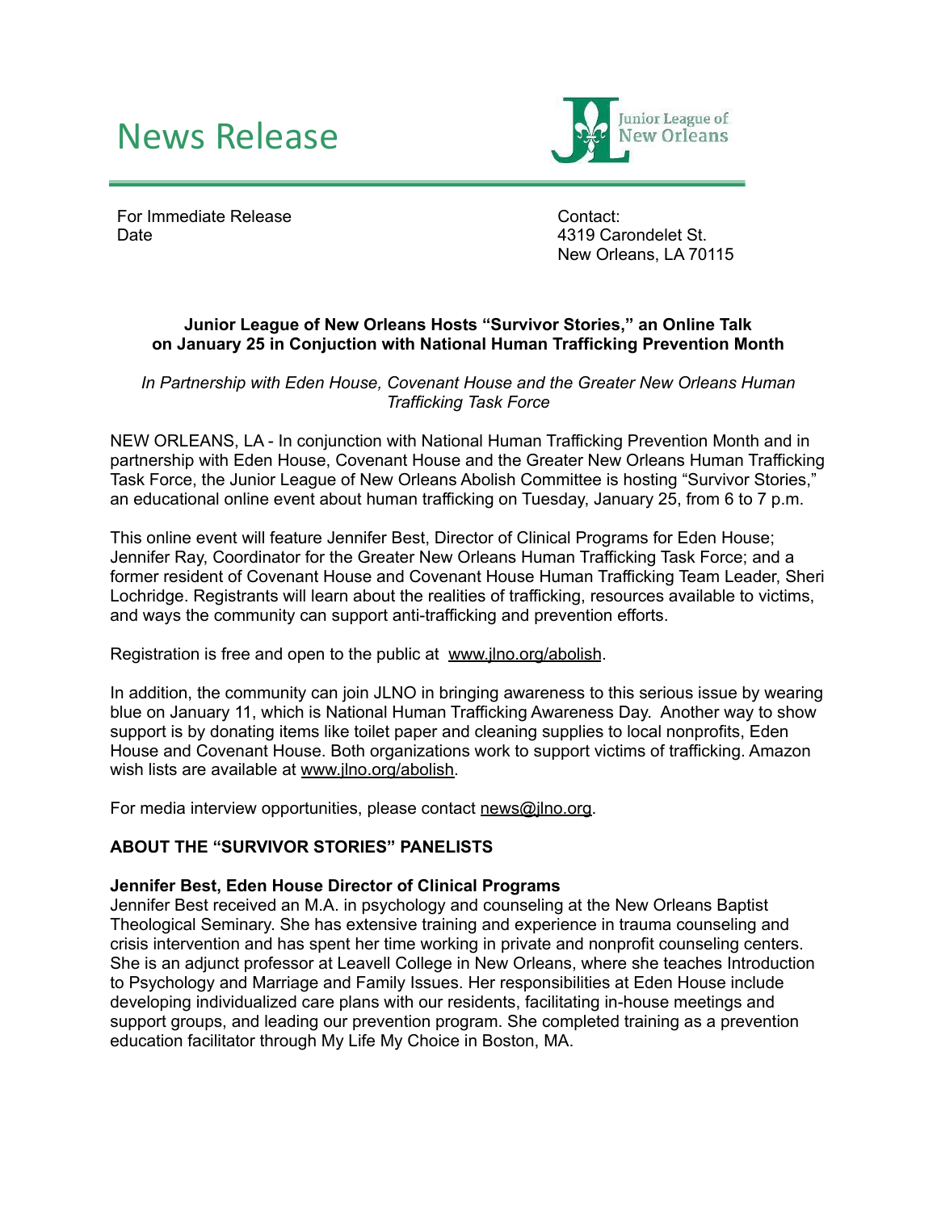# News Release

Junior League of New Orleans

For Immediate Release
Date

Contact:
4319 Carondelet St.
New Orleans, LA 70115

**Junior League of New Orleans Hosts "Survivor Stories," an Online Talk on January 25 in Conjuction with National Human Trafficking Prevention Month**

*In Partnership with Eden House, Covenant House and the Greater New Orleans Human Trafficking Task Force*

NEW ORLEANS, LA - In conjunction with National Human Trafficking Prevention Month and in partnership with Eden House, Covenant House and the Greater New Orleans Human Trafficking Task Force, the Junior League of New Orleans Abolish Committee is hosting "Survivor Stories," an educational online event about human trafficking on Tuesday, January 25, from 6 to 7 p.m.

This online event will feature Jennifer Best, Director of Clinical Programs for Eden House; Jennifer Ray, Coordinator for the Greater New Orleans Human Trafficking Task Force; and a former resident of Covenant House and Covenant House Human Trafficking Team Leader, Sheri Lochridge. Registrants will learn about the realities of trafficking, resources available to victims, and ways the community can support anti-trafficking and prevention efforts.

Registration is free and open to the public at www.jlno.org/abolish.

In addition, the community can join JLNO in bringing awareness to this serious issue by wearing blue on January 11, which is National Human Trafficking Awareness Day. Another way to show support is by donating items like toilet paper and cleaning supplies to local nonprofits, Eden House and Covenant House. Both organizations work to support victims of trafficking. Amazon wish lists are available at www.jlno.org/abolish.

For media interview opportunities, please contact news@jlno.org.

## ABOUT THE "SURVIVOR STORIES" PANELISTS

### Jennifer Best, Eden House Director of Clinical Programs

Jennifer Best received an M.A. in psychology and counseling at the New Orleans Baptist Theological Seminary. She has extensive training and experience in trauma counseling and crisis intervention and has spent her time working in private and nonprofit counseling centers. She is an adjunct professor at Leavell College in New Orleans, where she teaches Introduction to Psychology and Marriage and Family Issues. Her responsibilities at Eden House include developing individualized care plans with our residents, facilitating in-house meetings and support groups, and leading our prevention program. She completed training as a prevention education facilitator through My Life My Choice in Boston, MA.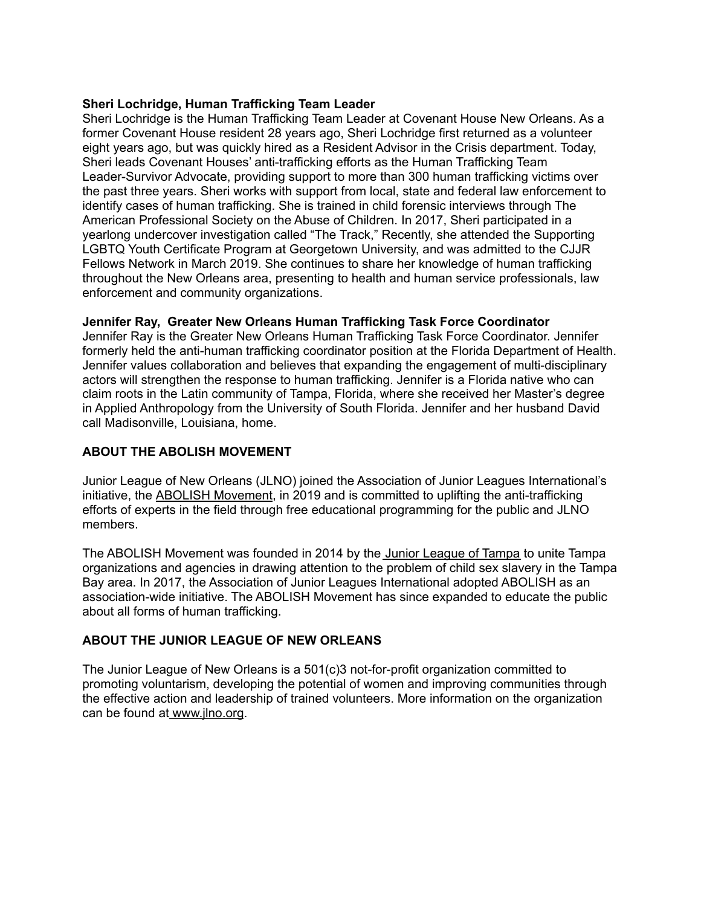**Sheri Lochridge, Human Trafficking Team Leader**
Sheri Lochridge is the Human Trafficking Team Leader at Covenant House New Orleans. As a former Covenant House resident 28 years ago, Sheri Lochridge first returned as a volunteer eight years ago, but was quickly hired as a Resident Advisor in the Crisis department. Today, Sheri leads Covenant Houses' anti-trafficking efforts as the Human Trafficking Team Leader-Survivor Advocate, providing support to more than 300 human trafficking victims over the past three years. Sheri works with support from local, state and federal law enforcement to identify cases of human trafficking. She is trained in child forensic interviews through The American Professional Society on the Abuse of Children. In 2017, Sheri participated in a yearlong undercover investigation called "The Track," Recently, she attended the Supporting LGBTQ Youth Certificate Program at Georgetown University, and was admitted to the CJJR Fellows Network in March 2019. She continues to share her knowledge of human trafficking throughout the New Orleans area, presenting to health and human service professionals, law enforcement and community organizations.

**Jennifer Ray, Greater New Orleans Human Trafficking Task Force Coordinator**
Jennifer Ray is the Greater New Orleans Human Trafficking Task Force Coordinator. Jennifer formerly held the anti-human trafficking coordinator position at the Florida Department of Health. Jennifer values collaboration and believes that expanding the engagement of multi-disciplinary actors will strengthen the response to human trafficking. Jennifer is a Florida native who can claim roots in the Latin community of Tampa, Florida, where she received her Master's degree in Applied Anthropology from the University of South Florida. Jennifer and her husband David call Madisonville, Louisiana, home.

## ABOUT THE ABOLISH MOVEMENT

Junior League of New Orleans (JLNO) joined the Association of Junior Leagues International's initiative, the ABOLISH Movement, in 2019 and is committed to uplifting the anti-trafficking efforts of experts in the field through free educational programming for the public and JLNO members.

The ABOLISH Movement was founded in 2014 by the Junior League of Tampa to unite Tampa organizations and agencies in drawing attention to the problem of child sex slavery in the Tampa Bay area. In 2017, the Association of Junior Leagues International adopted ABOLISH as an association-wide initiative. The ABOLISH Movement has since expanded to educate the public about all forms of human trafficking.

## ABOUT THE JUNIOR LEAGUE OF NEW ORLEANS

The Junior League of New Orleans is a 501(c)3 not-for-profit organization committed to promoting voluntarism, developing the potential of women and improving communities through the effective action and leadership of trained volunteers. More information on the organization can be found at www.jlno.org.